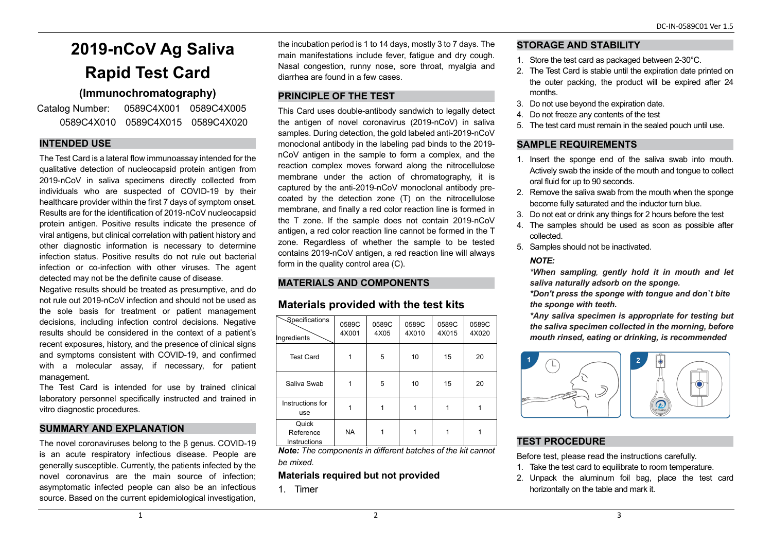# 2019-nCoV Ag Saliva Rapid Test Card

### (Immunochromatography)

Catalog Number: 0589C4X001 0589C4X005 0589C4X010 0589C4X015 0589C4X020

## INTENDED USE

The Test Card is a lateral flow immunoassay intended for the qualitative detection of nucleocapsid protein antigen from 2019-nCoV in saliva specimens directly collected from individuals who are suspected of COVID-19 by their healthcare provider within the first 7 days of symptom onset. Results are for the identification of 2019-nCoV nucleocapsid protein antigen. Positive results indicate the presence of viral antigens, but clinical correlation with patient history and other diagnostic information is necessary to determine infection status. Positive results do not rule out bacterial infection or co-infection with other viruses. The agent detected may not be the definite cause of disease.

Negative results should be treated as presumptive, and do not rule out 2019-nCoV infection and should not be used as the sole basis for treatment or patient management decisions, including infection control decisions. Negative results should be considered in the context of a patient's recent exposures, history, and the presence of clinical signs and symptoms consistent with COVID-19, and confirmed with a molecular assay, if necessary, for patient management.

The Test Card is intended for use by trained clinical laboratory personnel specifically instructed and trained in vitro diagnostic procedures.

## SUMMARY AND EXPLANATION

The novel coronaviruses belong to the β genus. COVID-19 is an acute respiratory infectious disease. People are generally susceptible. Currently, the patients infected by the novel coronavirus are the main source of infection; asymptomatic infected people can also be an infectious source. Based on the current epidemiological investigation, the incubation period is 1 to 14 days, mostly 3 to 7 days. The main manifestations include fever, fatigue and dry cough. Nasal congestion, runny nose, sore throat, myalgia and diarrhea are found in a few cases.

## PRINCIPLE OF THE TEST

This Card uses double-antibody sandwich to legally detect the antigen of novel coronavirus (2019-nCoV) in saliva samples. During detection, the gold labeled anti-2019-nCoV monoclonal antibody in the labeling pad binds to the 2019-nCoV antigen in the sample to form a complex, and the reaction complex moves forward along the nitrocellulose membrane under the action of chromatography, it is captured by the anti-2019-nCoV monoclonal antibody pre-coated by the detection zone (T) on the nitrocellulose membrane, and finally a red color reaction line is formed in the T zone. If the sample does not contain 2019-nCoV antigen, a red color reaction line cannot be formed in the T zone. Regardless of whether the sample to be tested contains 2019-nCoV antigen, a red reaction line will always form in the quality control area (C).

## MATERIALS AND COMPONENTS

### Materials provided with the test kits

| Specifications / Ingredients | 0589C 4X001 | 0589C 4X05 | 0589C 4X010 | 0589C 4X015 | 0589C 4X020 |
|---|---|---|---|---|---|
| Test Card | 1 | 5 | 10 | 15 | 20 |
| Saliva Swab | 1 | 5 | 10 | 15 | 20 |
| Instructions for use | 1 | 1 | 1 | 1 | 1 |
| Quick Reference Instructions | NA | 1 | 1 | 1 | 1 |

***Note:*** *The components in different batches of the kit cannot be mixed.*

### Materials required but not provided

1. Timer

## STORAGE AND STABILITY

1. Store the test card as packaged between 2-30°C.
2. The Test Card is stable until the expiration date printed on the outer packing, the product will be expired after 24 months.
3. Do not use beyond the expiration date.
4. Do not freeze any contents of the test
5. The test card must remain in the sealed pouch until use.

## SAMPLE REQUIREMENTS

1. Insert the sponge end of the saliva swab into mouth. Actively swab the inside of the mouth and tongue to collect oral fluid for up to 90 seconds.
2. Remove the saliva swab from the mouth when the sponge become fully saturated and the inductor turn blue.
3. Do not eat or drink any things for 2 hours before the test
4. The samples should be used as soon as possible after collected.
5. Samples should not be inactivated.

***NOTE:***

***\*When sampling, gently hold it in mouth and let saliva naturally adsorb on the sponge.***

***\*Don't press the sponge with tongue and don`t bite the sponge with teeth.***

***\*Any saliva specimen is appropriate for testing but the saliva specimen collected in the morning, before mouth rinsed, eating or drinking, is recommended***

## TEST PROCEDURE

Before test, please read the instructions carefully.

1. Take the test card to equilibrate to room temperature.
2. Unpack the aluminum foil bag, place the test card horizontally on the table and mark it.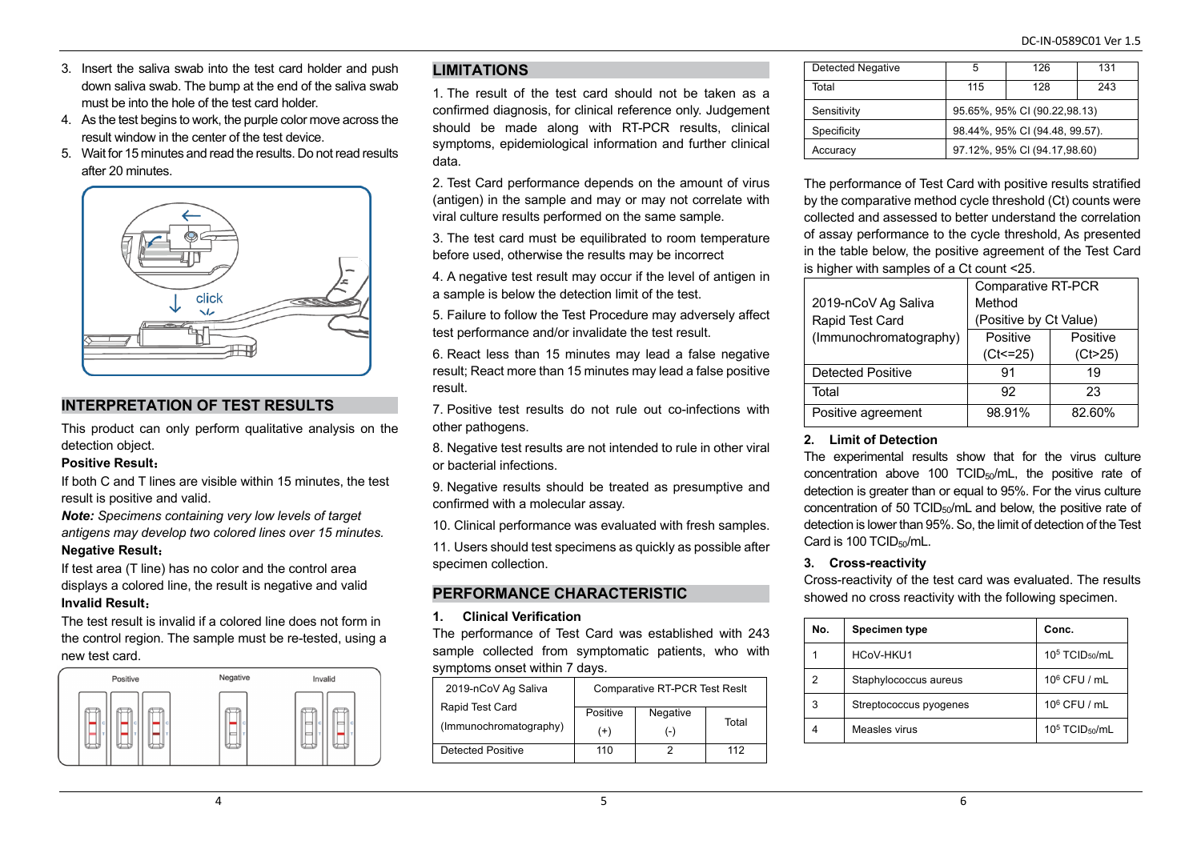3. Insert the saliva swab into the test card holder and push down saliva swab. The bump at the end of the saliva swab must be into the hole of the test card holder.
4. As the test begins to work, the purple color move across the result window in the center of the test device.
5. Wait for 15 minutes and read the results. Do not read results after 20 minutes.

## INTERPRETATION OF TEST RESULTS

This product can only perform qualitative analysis on the detection object.

**Positive Result：**

If both C and T lines are visible within 15 minutes, the test result is positive and valid.

***Note:*** *Specimens containing very low levels of target antigens may develop two colored lines over 15 minutes.*

**Negative Result：**

If test area (T line) has no color and the control area displays a colored line, the result is negative and valid

**Invalid Result：**

The test result is invalid if a colored line does not form in the control region. The sample must be re-tested, using a new test card.

## LIMITATIONS

1. The result of the test card should not be taken as a confirmed diagnosis, for clinical reference only. Judgement should be made along with RT-PCR results, clinical symptoms, epidemiological information and further clinical data.

2. Test Card performance depends on the amount of virus (antigen) in the sample and may or may not correlate with viral culture results performed on the same sample.

3. The test card must be equilibrated to room temperature before used, otherwise the results may be incorrect

4. A negative test result may occur if the level of antigen in a sample is below the detection limit of the test.

5. Failure to follow the Test Procedure may adversely affect test performance and/or invalidate the test result.

6. React less than 15 minutes may lead a false negative result; React more than 15 minutes may lead a false positive result.

7. Positive test results do not rule out co-infections with other pathogens.

8. Negative test results are not intended to rule in other viral or bacterial infections.

9. Negative results should be treated as presumptive and confirmed with a molecular assay.

10. Clinical performance was evaluated with fresh samples.

11. Users should test specimens as quickly as possible after specimen collection.

## PERFORMANCE CHARACTERISTIC

### 1. Clinical Verification

The performance of Test Card was established with 243 sample collected from symptomatic patients, who with symptoms onset within 7 days.

| 2019-nCoV Ag Saliva Rapid Test Card (Immunochromatography) | Comparative RT-PCR Test Reslt | | |
|---|---|---|---|
| | Positive (+) | Negative (-) | Total |
| Detected Positive | 110 | 2 | 112 |
| Detected Negative | 5 | 126 | 131 |
| Total | 115 | 128 | 243 |
| Sensitivity | 95.65%, 95% CI (90.22,98.13) | | |
| Specificity | 98.44%, 95% CI (94.48, 99.57). | | |
| Accuracy | 97.12%, 95% CI (94.17,98.60) | | |

The performance of Test Card with positive results stratified by the comparative method cycle threshold (Ct) counts were collected and assessed to better understand the correlation of assay performance to the cycle threshold, As presented in the table below, the positive agreement of the Test Card is higher with samples of a Ct count <25.

| 2019-nCoV Ag Saliva Rapid Test Card (Immunochromatography) | Comparative RT-PCR Method (Positive by Ct Value) | |
|---|---|---|
| | Positive (Ct<=25) | Positive (Ct>25) |
| Detected Positive | 91 | 19 |
| Total | 92 | 23 |
| Positive agreement | 98.91% | 82.60% |

### 2. Limit of Detection

The experimental results show that for the virus culture concentration above 100 $TCID_{50}$/mL, the positive rate of detection is greater than or equal to 95%. For the virus culture concentration of 50 $TCID_{50}$/mL and below, the positive rate of detection is lower than 95%. So, the limit of detection of the Test Card is 100 $TCID_{50}$/mL.

### 3. Cross-reactivity

Cross-reactivity of the test card was evaluated. The results showed no cross reactivity with the following specimen.

| No. | Specimen type | Conc. |
|---|---|---|
| 1 | HCoV-HKU1 | $10^5$ $TCID_{50}$/mL |
| 2 | Staphylococcus aureus | $10^6$ CFU / mL |
| 3 | Streptococcus pyogenes | $10^6$ CFU / mL |
| 4 | Measles virus | $10^5$ $TCID_{50}$/mL |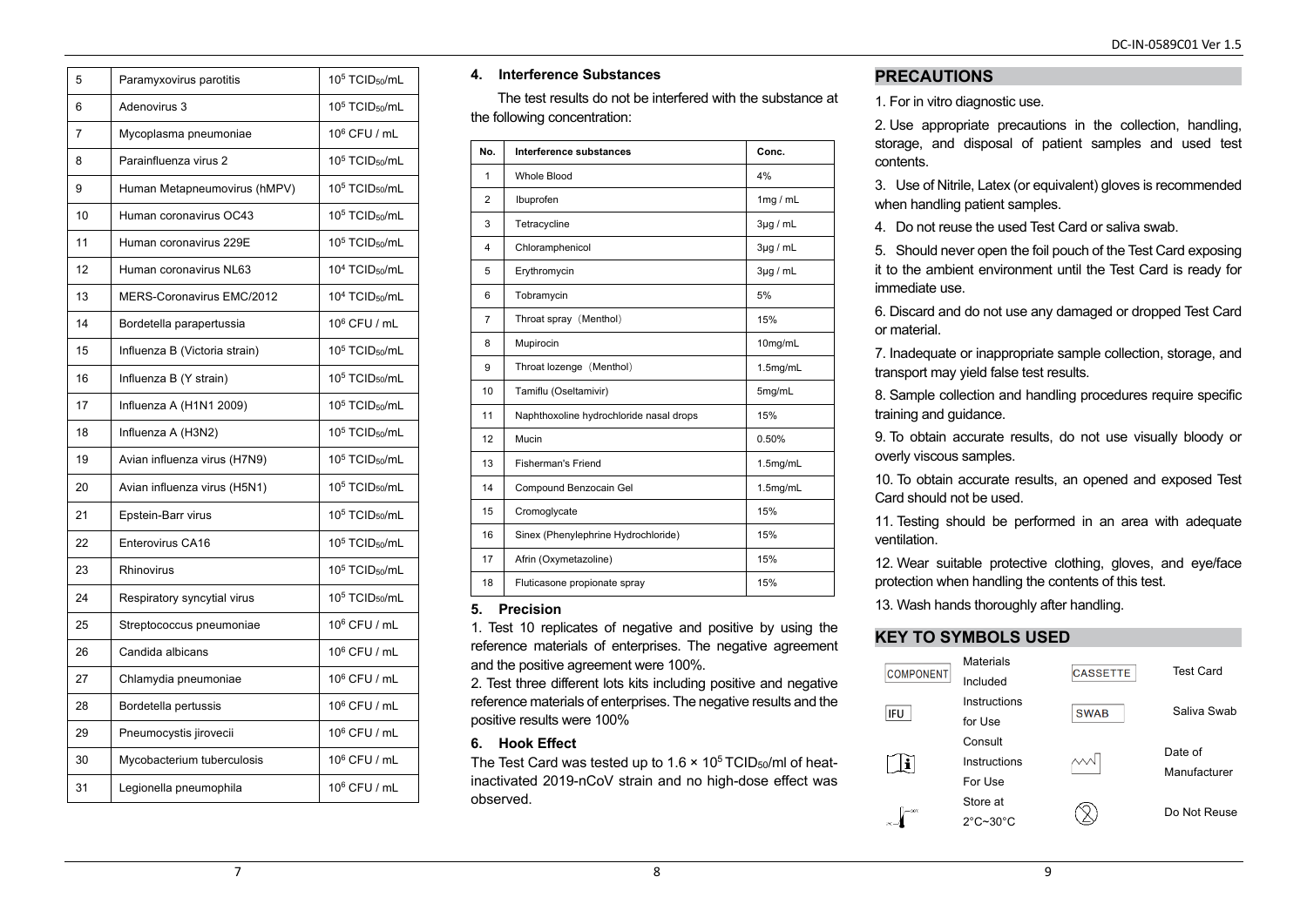| 5 | Paramyxovirus parotitis | $10^5$ $TCID_{50}$/mL |
|---|---|---|
| 6 | Adenovirus 3 | $10^5$ $TCID_{50}$/mL |
| 7 | Mycoplasma pneumoniae | $10^6$ CFU / mL |
| 8 | Parainfluenza virus 2 | $10^5$ $TCID_{50}$/mL |
| 9 | Human Metapneumovirus (hMPV) | $10^5$ $TCID_{50}$/mL |
| 10 | Human coronavirus OC43 | $10^5$ $TCID_{50}$/mL |
| 11 | Human coronavirus 229E | $10^5$ $TCID_{50}$/mL |
| 12 | Human coronavirus NL63 | $10^4$ $TCID_{50}$/mL |
| 13 | MERS-Coronavirus EMC/2012 | $10^4$ $TCID_{50}$/mL |
| 14 | Bordetella parapertussia | $10^6$ CFU / mL |
| 15 | Influenza B (Victoria strain) | $10^5$ $TCID_{50}$/mL |
| 16 | Influenza B (Y strain) | $10^5$ $TCID_{50}$/mL |
| 17 | Influenza A (H1N1 2009) | $10^5$ $TCID_{50}$/mL |
| 18 | Influenza A (H3N2) | $10^5$ $TCID_{50}$/mL |
| 19 | Avian influenza virus (H7N9) | $10^5$ $TCID_{50}$/mL |
| 20 | Avian influenza virus (H5N1) | $10^5$ $TCID_{50}$/mL |
| 21 | Epstein-Barr virus | $10^5$ $TCID_{50}$/mL |
| 22 | Enterovirus CA16 | $10^5$ $TCID_{50}$/mL |
| 23 | Rhinovirus | $10^5$ $TCID_{50}$/mL |
| 24 | Respiratory syncytial virus | $10^5$ $TCID_{50}$/mL |
| 25 | Streptococcus pneumoniae | $10^6$ CFU / mL |
| 26 | Candida albicans | $10^6$ CFU / mL |
| 27 | Chlamydia pneumoniae | $10^6$ CFU / mL |
| 28 | Bordetella pertussis | $10^6$ CFU / mL |
| 29 | Pneumocystis jirovecii | $10^6$ CFU / mL |
| 30 | Mycobacterium tuberculosis | $10^6$ CFU / mL |
| 31 | Legionella pneumophila | $10^6$ CFU / mL |

### 4. Interference Substances

The test results do not be interfered with the substance at the following concentration:

| No. | Interference substances | Conc. |
|---|---|---|
| 1 | Whole Blood | 4% |
| 2 | Ibuprofen | 1mg / mL |
| 3 | Tetracycline | 3μg / mL |
| 4 | Chloramphenicol | 3μg / mL |
| 5 | Erythromycin | 3μg / mL |
| 6 | Tobramycin | 5% |
| 7 | Throat spray（Menthol） | 15% |
| 8 | Mupirocin | 10mg/mL |
| 9 | Throat lozenge（Menthol） | 1.5mg/mL |
| 10 | Tamiflu (Oseltamivir) | 5mg/mL |
| 11 | Naphthoxoline hydrochloride nasal drops | 15% |
| 12 | Mucin | 0.50% |
| 13 | Fisherman's Friend | 1.5mg/mL |
| 14 | Compound Benzocain Gel | 1.5mg/mL |
| 15 | Cromoglycate | 15% |
| 16 | Sinex (Phenylephrine Hydrochloride) | 15% |
| 17 | Afrin (Oxymetazoline) | 15% |
| 18 | Fluticasone propionate spray | 15% |

### 5. Precision

1. Test 10 replicates of negative and positive by using the reference materials of enterprises. The negative agreement and the positive agreement were 100%.
2. Test three different lots kits including positive and negative reference materials of enterprises. The negative results and the positive results were 100%

### 6. Hook Effect

The Test Card was tested up to $1.6 \times 10^5$ $TCID_{50}$/ml of heat-inactivated 2019-nCoV strain and no high-dose effect was observed.

## PRECAUTIONS

1. For in vitro diagnostic use.
2. Use appropriate precautions in the collection, handling, storage, and disposal of patient samples and used test contents.
3. Use of Nitrile, Latex (or equivalent) gloves is recommended when handling patient samples.
4. Do not reuse the used Test Card or saliva swab.
5. Should never open the foil pouch of the Test Card exposing it to the ambient environment until the Test Card is ready for immediate use.
6. Discard and do not use any damaged or dropped Test Card or material.
7. Inadequate or inappropriate sample collection, storage, and transport may yield false test results.
8. Sample collection and handling procedures require specific training and guidance.
9. To obtain accurate results, do not use visually bloody or overly viscous samples.
10. To obtain accurate results, an opened and exposed Test Card should not be used.
11. Testing should be performed in an area with adequate ventilation.
12. Wear suitable protective clothing, gloves, and eye/face protection when handling the contents of this test.
13. Wash hands thoroughly after handling.

## KEY TO SYMBOLS USED

| Symbol | Meaning | Symbol | Meaning |
|---|---|---|---|
| COMPONENT | Materials Included | CASSETTE | Test Card |
| IFU | Instructions for Use | SWAB | Saliva Swab |
| [i] | Consult Instructions For Use | (date symbol) | Date of Manufacturer |
| (temperature symbol) | Store at 2°C~30°C | (do not reuse symbol) | Do Not Reuse |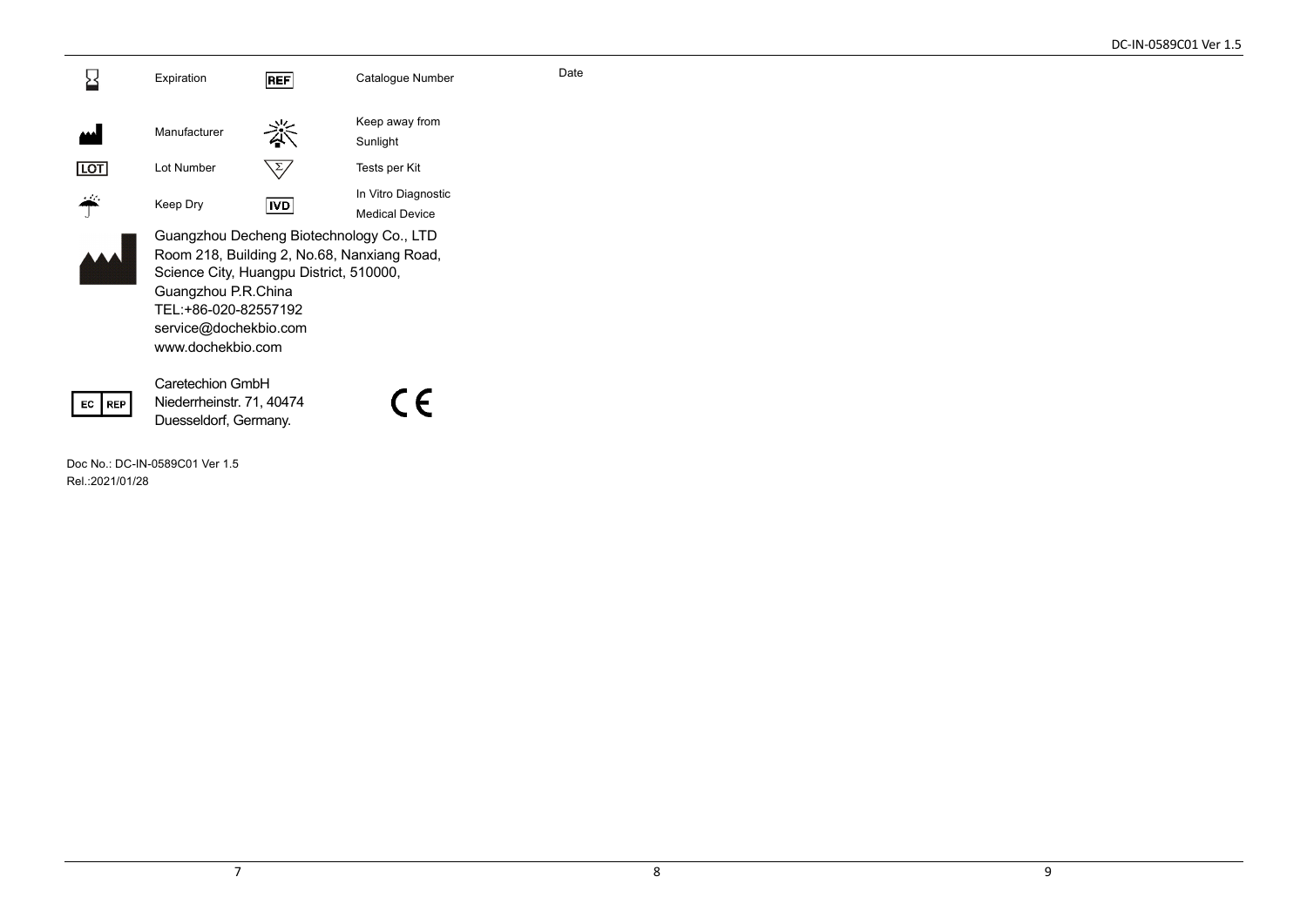| | | | | |
|---|---|---|---|---|
| | Expiration | REF | Catalogue Number | Date |
| | Manufacturer | | Keep away from Sunlight | |
| LOT | Lot Number | | Tests per Kit | |
| | Keep Dry | IVD | In Vitro Diagnostic Medical Device | |

Guangzhou Decheng Biotechnology Co., LTD
Room 218, Building 2, No.68, Nanxiang Road,
Science City, Huangpu District, 510000,
Guangzhou P.R.China
TEL:+86-020-82557192
service@dochekbio.com
www.dochekbio.com

EC REP

Caretechion GmbH
Niederrheinstr. 71, 40474
Duesseldorf, Germany.

CE

Doc No.: DC-IN-0589C01 Ver 1.5
Rel.:2021/01/28